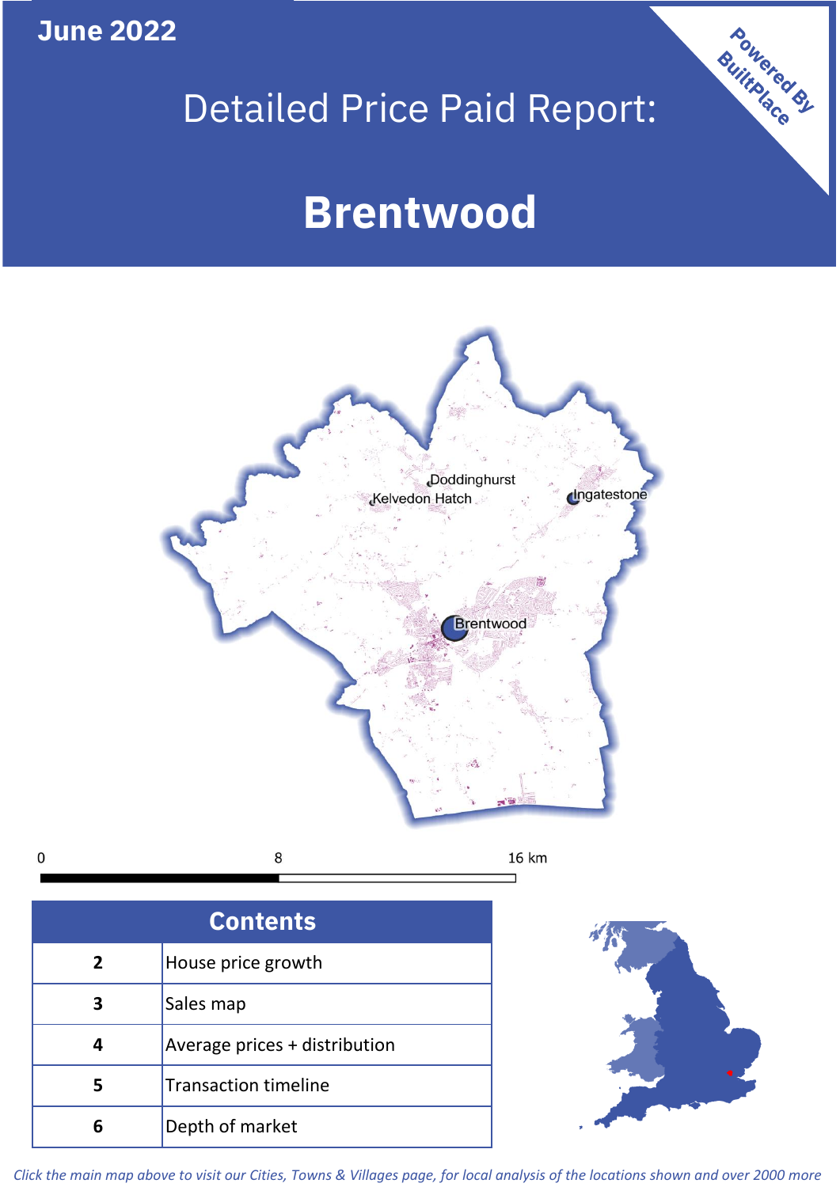June 2022

# Detailed Price Paid Report:

# Brentwood

Powered By BuiltPlace

Doddinghurst

Kelvedon Hatch

Ingatestone

Brentwood

0 8 16 km

| Contents | |
|---|---|
| 2 | House price growth |
| 3 | Sales map |
| 4 | Average prices + distribution |
| 5 | Transaction timeline |
| 6 | Depth of market |

*Click the main map above to visit our Cities, Towns & Villages page, for local analysis of the locations shown and over 2000 more*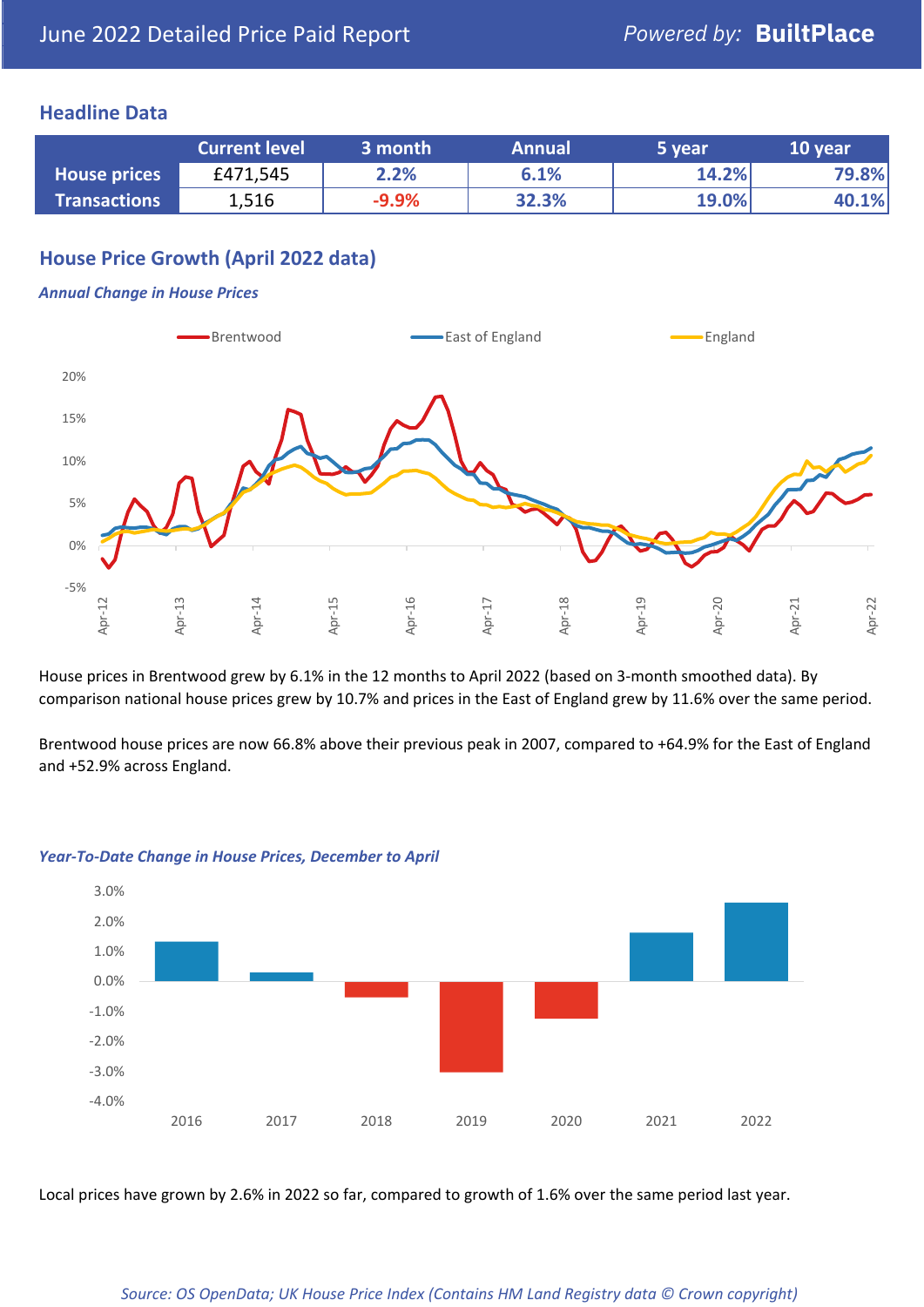June 2022 Detailed Price Paid Report

Powered by: **BuiltPlace**

## Headline Data

| | Current level | 3 month | Annual | 5 year | 10 year |
|---|---|---|---|---|---|
| **House prices** | £471,545 | 2.2% | 6.1% | 14.2% | 79.8% |
| **Transactions** | 1,516 | -9.9% | 32.3% | 19.0% | 40.1% |

## House Price Growth (April 2022 data)

***Annual Change in House Prices***

House prices in Brentwood grew by 6.1% in the 12 months to April 2022 (based on 3-month smoothed data). By comparison national house prices grew by 10.7% and prices in the East of England grew by 11.6% over the same period.

Brentwood house prices are now 66.8% above their previous peak in 2007, compared to +64.9% for the East of England and +52.9% across England.

***Year-To-Date Change in House Prices, December to April***

Local prices have grown by 2.6% in 2022 so far, compared to growth of 1.6% over the same period last year.

*Source: OS OpenData; UK House Price Index (Contains HM Land Registry data © Crown copyright)*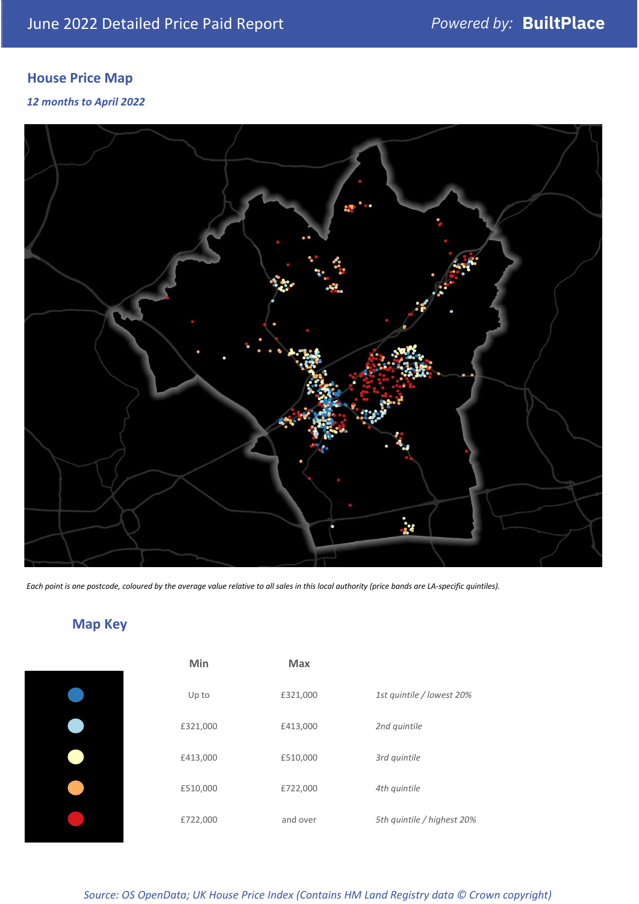June 2022 Detailed Price Paid Report — *Powered by:* **BuiltPlace**

## House Price Map

*12 months to April 2022*

*Each point is one postcode, coloured by the average value relative to all sales in this local authority (price bands are LA-specific quintiles).*

## Map Key

| | Min | Max | |
|---|---|---|---|
| | Up to | £321,000 | *1st quintile / lowest 20%* |
| | £321,000 | £413,000 | *2nd quintile* |
| | £413,000 | £510,000 | *3rd quintile* |
| | £510,000 | £722,000 | *4th quintile* |
| | £722,000 | and over | *5th quintile / highest 20%* |

*Source: OS OpenData; UK House Price Index (Contains HM Land Registry data © Crown copyright)*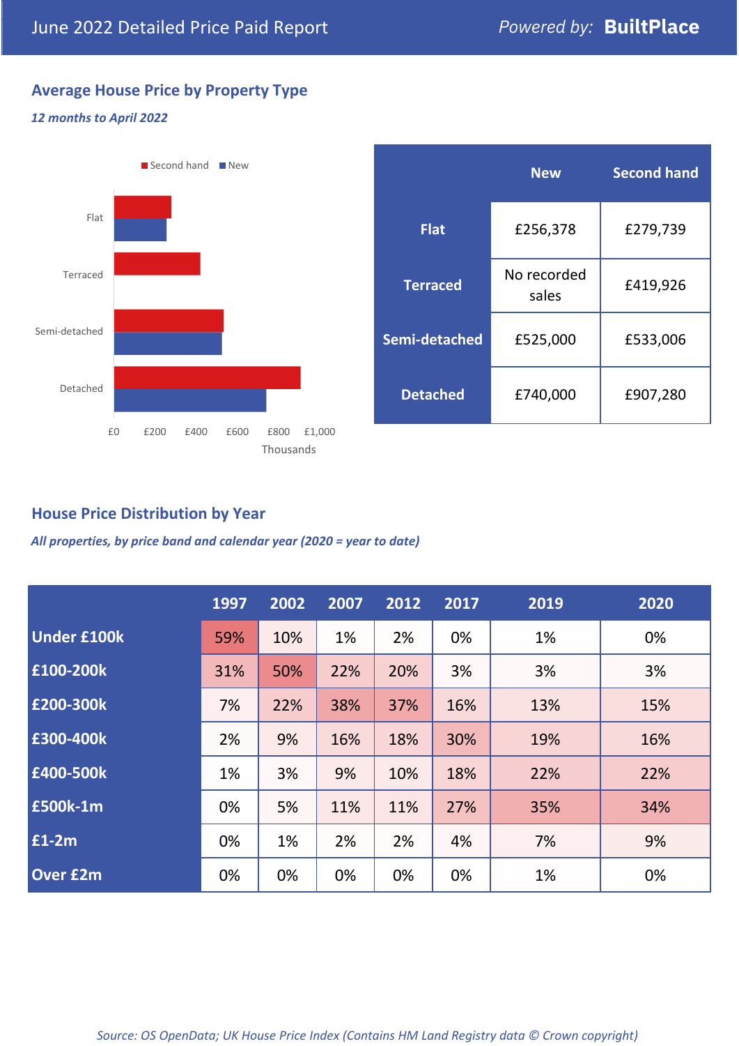# June 2022 Detailed Price Paid Report

*Powered by:* **BuiltPlace**

## Average House Price by Property Type

***12 months to April 2022***

| | New | Second hand |
|---|---|---|
| **Flat** | £256,378 | £279,739 |
| **Terraced** | No recorded sales | £419,926 |
| **Semi-detached** | £525,000 | £533,006 |
| **Detached** | £740,000 | £907,280 |

## House Price Distribution by Year

***All properties, by price band and calendar year (2020 = year to date)***

| | 1997 | 2002 | 2007 | 2012 | 2017 | 2019 | 2020 |
|---|---|---|---|---|---|---|---|
| **Under £100k** | 59% | 10% | 1% | 2% | 0% | 1% | 0% |
| **£100-200k** | 31% | 50% | 22% | 20% | 3% | 3% | 3% |
| **£200-300k** | 7% | 22% | 38% | 37% | 16% | 13% | 15% |
| **£300-400k** | 2% | 9% | 16% | 18% | 30% | 19% | 16% |
| **£400-500k** | 1% | 3% | 9% | 10% | 18% | 22% | 22% |
| **£500k-1m** | 0% | 5% | 11% | 11% | 27% | 35% | 34% |
| **£1-2m** | 0% | 1% | 2% | 2% | 4% | 7% | 9% |
| **Over £2m** | 0% | 0% | 0% | 0% | 0% | 1% | 0% |

*Source: OS OpenData; UK House Price Index (Contains HM Land Registry data © Crown copyright)*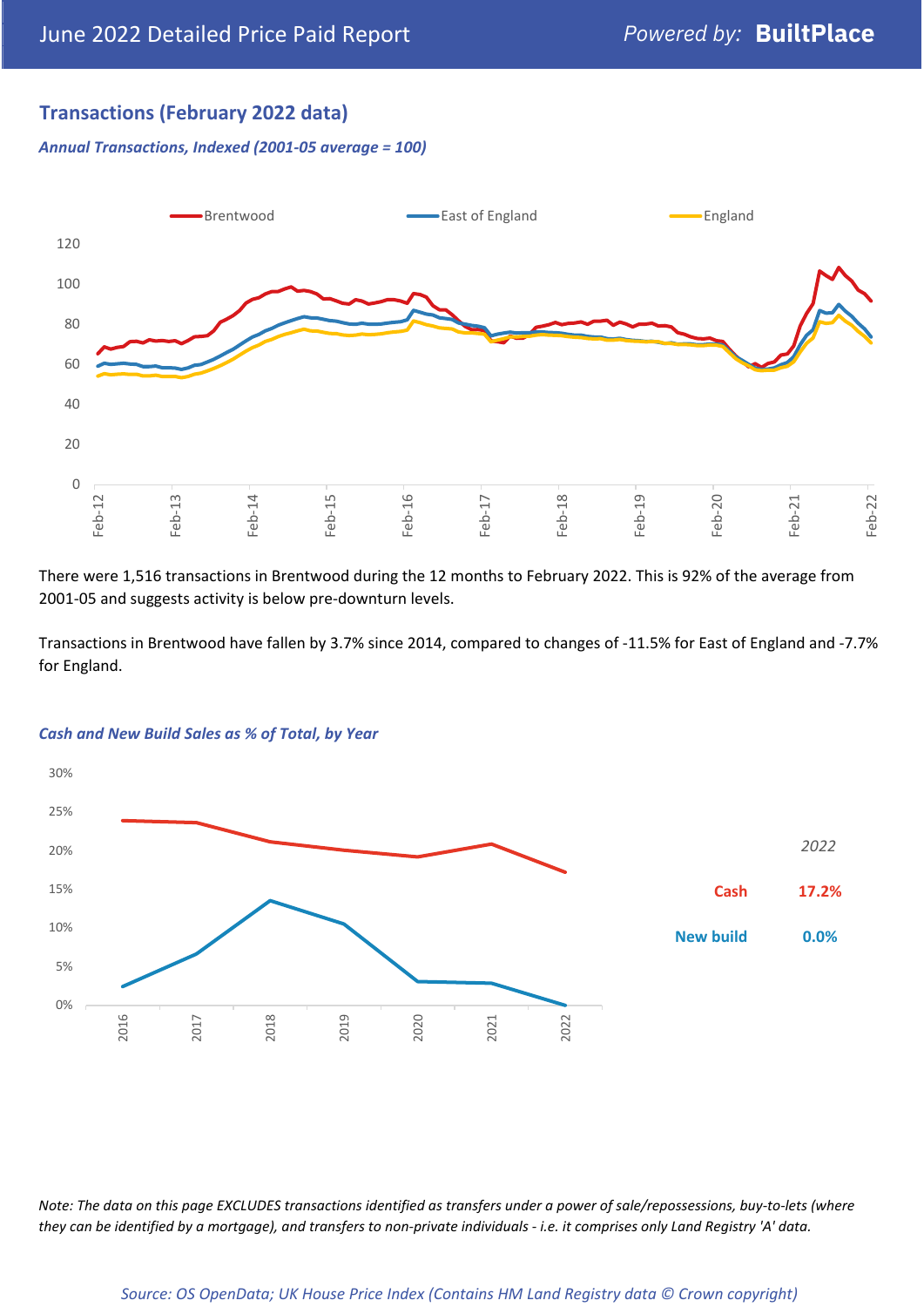## Transactions (February 2022 data)

*Annual Transactions, Indexed (2001-05 average = 100)*

There were 1,516 transactions in Brentwood during the 12 months to February 2022. This is 92% of the average from 2001-05 and suggests activity is below pre-downturn levels.

Transactions in Brentwood have fallen by 3.7% since 2014, compared to changes of -11.5% for East of England and -7.7% for England.

*Cash and New Build Sales as % of Total, by Year*

| *2022* | |
|---|---|
| Cash | 17.2% |
| New build | 0.0% |

*Note: The data on this page EXCLUDES transactions identified as transfers under a power of sale/repossessions, buy-to-lets (where they can be identified by a mortgage), and transfers to non-private individuals - i.e. it comprises only Land Registry 'A' data.*

*Source: OS OpenData; UK House Price Index (Contains HM Land Registry data © Crown copyright)*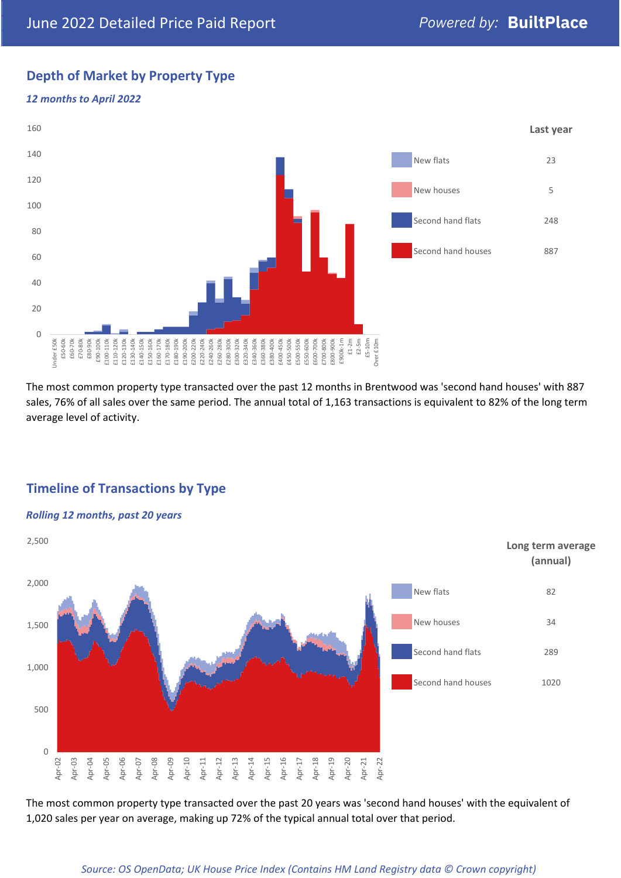June 2022 Detailed Price Paid Report

*Powered by:* **BuiltPlace**

## Depth of Market by Property Type

*12 months to April 2022*

160
140
120
100
80
60
40
20
0

Under £50k, £50-60k, £60-70k, £70-80k, £80-90k, £90-100k, £100-110k, £110-120k, £120-130k, £130-140k, £140-150k, £150-160k, £160-170k, £170-180k, £180-190k, £190-200k, £200-220k, £220-240k, £240-260k, £260-280k, £280-300k, £300-320k, £320-340k, £340-360k, £360-380k, £380-400k, £400-450k, £450-500k, £500-550k, £550-600k, £600-700k, £700-800k, £800-900k, £900k-1m, £1-2m, £2-5m, £5-10m, Over £10m

Last year

New flats 23

New houses 5

Second hand flats 248

Second hand houses 887

The most common property type transacted over the past 12 months in Brentwood was 'second hand houses' with 887 sales, 76% of all sales over the same period. The annual total of 1,163 transactions is equivalent to 82% of the long term average level of activity.

## Timeline of Transactions by Type

*Rolling 12 months, past 20 years*

2,500
2,000
1,500
1,000
500
0

Apr-02, Apr-03, Apr-04, Apr-05, Apr-06, Apr-07, Apr-08, Apr-09, Apr-10, Apr-11, Apr-12, Apr-13, Apr-14, Apr-15, Apr-16, Apr-17, Apr-18, Apr-19, Apr-20, Apr-21, Apr-22

Long term average (annual)

New flats 82

New houses 34

Second hand flats 289

Second hand houses 1020

The most common property type transacted over the past 20 years was 'second hand houses' with the equivalent of 1,020 sales per year on average, making up 72% of the typical annual total over that period.

*Source: OS OpenData; UK House Price Index (Contains HM Land Registry data © Crown copyright)*